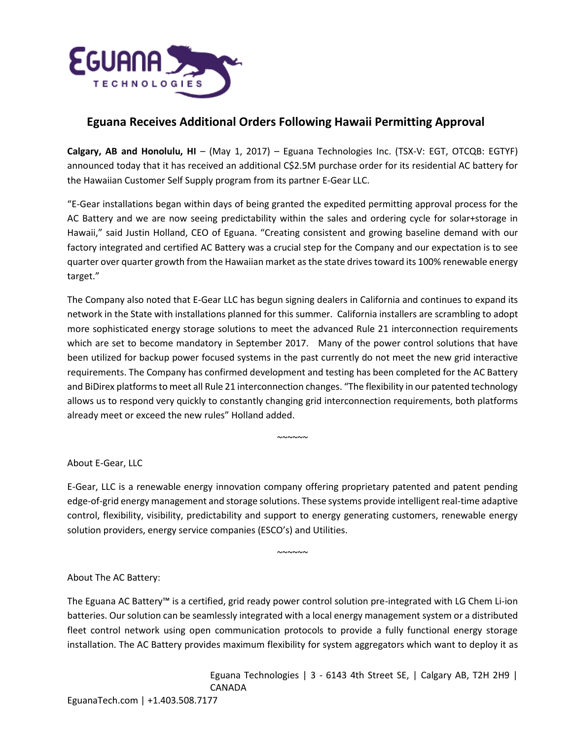# Eguana Receives Additional Orders Following Hawaii Permitting Approval

**Calgary, AB and Honolulu, HI** – (May 1, 2017) – Eguana Technologies Inc. (TSX-V: EGT, OTCQB: EGTYF) announced today that it has received an additional C$2.5M purchase order for its residential AC battery for the Hawaiian Customer Self Supply program from its partner E-Gear LLC.

"E-Gear installations began within days of being granted the expedited permitting approval process for the AC Battery and we are now seeing predictability within the sales and ordering cycle for solar+storage in Hawaii," said Justin Holland, CEO of Eguana. "Creating consistent and growing baseline demand with our factory integrated and certified AC Battery was a crucial step for the Company and our expectation is to see quarter over quarter growth from the Hawaiian market as the state drives toward its 100% renewable energy target."

The Company also noted that E-Gear LLC has begun signing dealers in California and continues to expand its network in the State with installations planned for this summer. California installers are scrambling to adopt more sophisticated energy storage solutions to meet the advanced Rule 21 interconnection requirements which are set to become mandatory in September 2017. Many of the power control solutions that have been utilized for backup power focused systems in the past currently do not meet the new grid interactive requirements. The Company has confirmed development and testing has been completed for the AC Battery and BiDirex platforms to meet all Rule 21 interconnection changes. "The flexibility in our patented technology allows us to respond very quickly to constantly changing grid interconnection requirements, both platforms already meet or exceed the new rules" Holland added.

~~~~~~

About E-Gear, LLC

E-Gear, LLC is a renewable energy innovation company offering proprietary patented and patent pending edge-of-grid energy management and storage solutions. These systems provide intelligent real-time adaptive control, flexibility, visibility, predictability and support to energy generating customers, renewable energy solution providers, energy service companies (ESCO's) and Utilities.

~~~~~~

About The AC Battery:

The Eguana AC Battery™ is a certified, grid ready power control solution pre-integrated with LG Chem Li-ion batteries. Our solution can be seamlessly integrated with a local energy management system or a distributed fleet control network using open communication protocols to provide a fully functional energy storage installation. The AC Battery provides maximum flexibility for system aggregators which want to deploy it as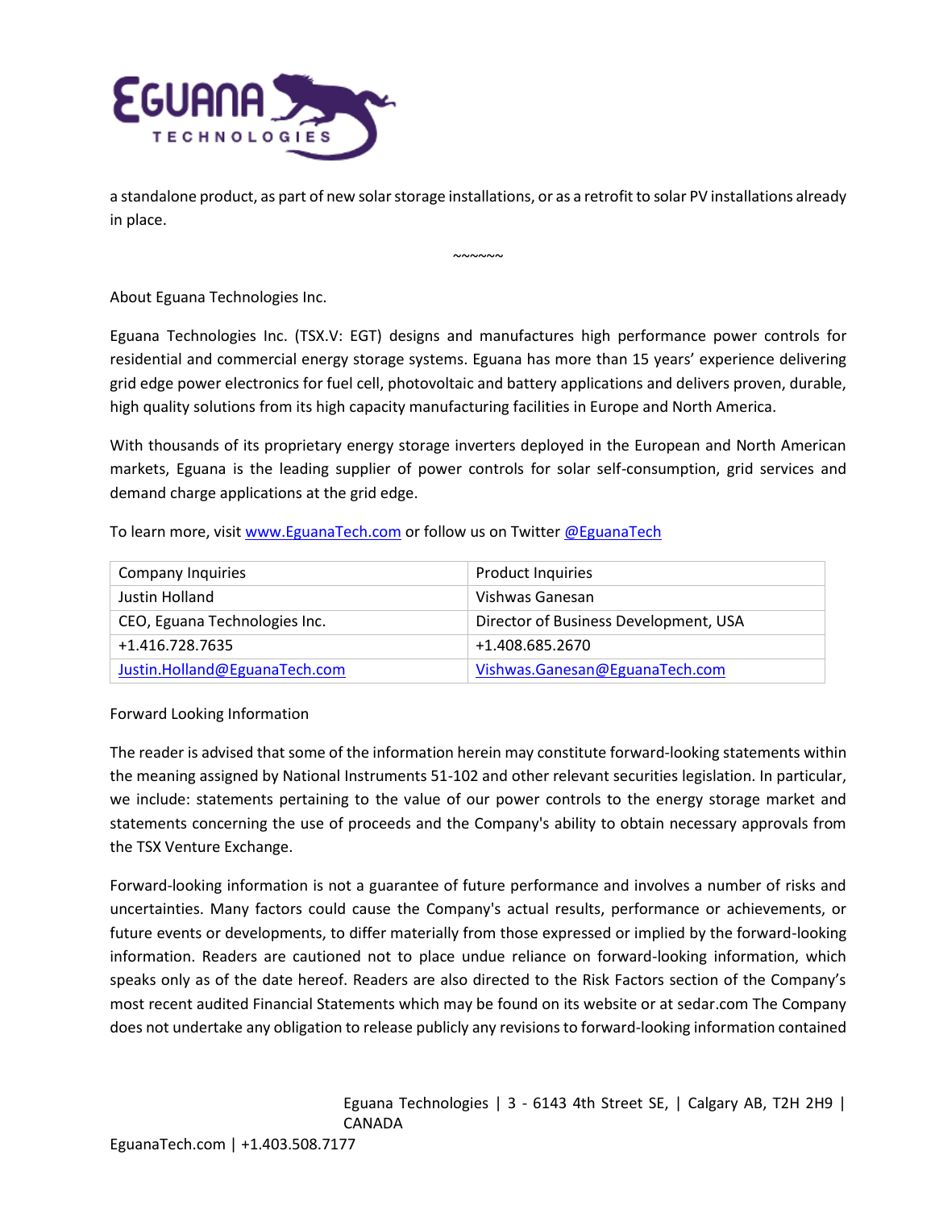a standalone product, as part of new solar storage installations, or as a retrofit to solar PV installations already in place.

~~~~~~

About Eguana Technologies Inc.

Eguana Technologies Inc. (TSX.V: EGT) designs and manufactures high performance power controls for residential and commercial energy storage systems. Eguana has more than 15 years' experience delivering grid edge power electronics for fuel cell, photovoltaic and battery applications and delivers proven, durable, high quality solutions from its high capacity manufacturing facilities in Europe and North America.

With thousands of its proprietary energy storage inverters deployed in the European and North American markets, Eguana is the leading supplier of power controls for solar self-consumption, grid services and demand charge applications at the grid edge.

To learn more, visit [www.EguanaTech.com](http://www.EguanaTech.com) or follow us on Twitter [@EguanaTech](https://twitter.com/EguanaTech)

| Company Inquiries | Product Inquiries |
|---|---|
| Justin Holland | Vishwas Ganesan |
| CEO, Eguana Technologies Inc. | Director of Business Development, USA |
| +1.416.728.7635 | +1.408.685.2670 |
| Justin.Holland@EguanaTech.com | Vishwas.Ganesan@EguanaTech.com |

Forward Looking Information

The reader is advised that some of the information herein may constitute forward-looking statements within the meaning assigned by National Instruments 51-102 and other relevant securities legislation. In particular, we include: statements pertaining to the value of our power controls to the energy storage market and statements concerning the use of proceeds and the Company's ability to obtain necessary approvals from the TSX Venture Exchange.

Forward-looking information is not a guarantee of future performance and involves a number of risks and uncertainties. Many factors could cause the Company's actual results, performance or achievements, or future events or developments, to differ materially from those expressed or implied by the forward-looking information. Readers are cautioned not to place undue reliance on forward-looking information, which speaks only as of the date hereof. Readers are also directed to the Risk Factors section of the Company's most recent audited Financial Statements which may be found on its website or at sedar.com The Company does not undertake any obligation to release publicly any revisions to forward-looking information contained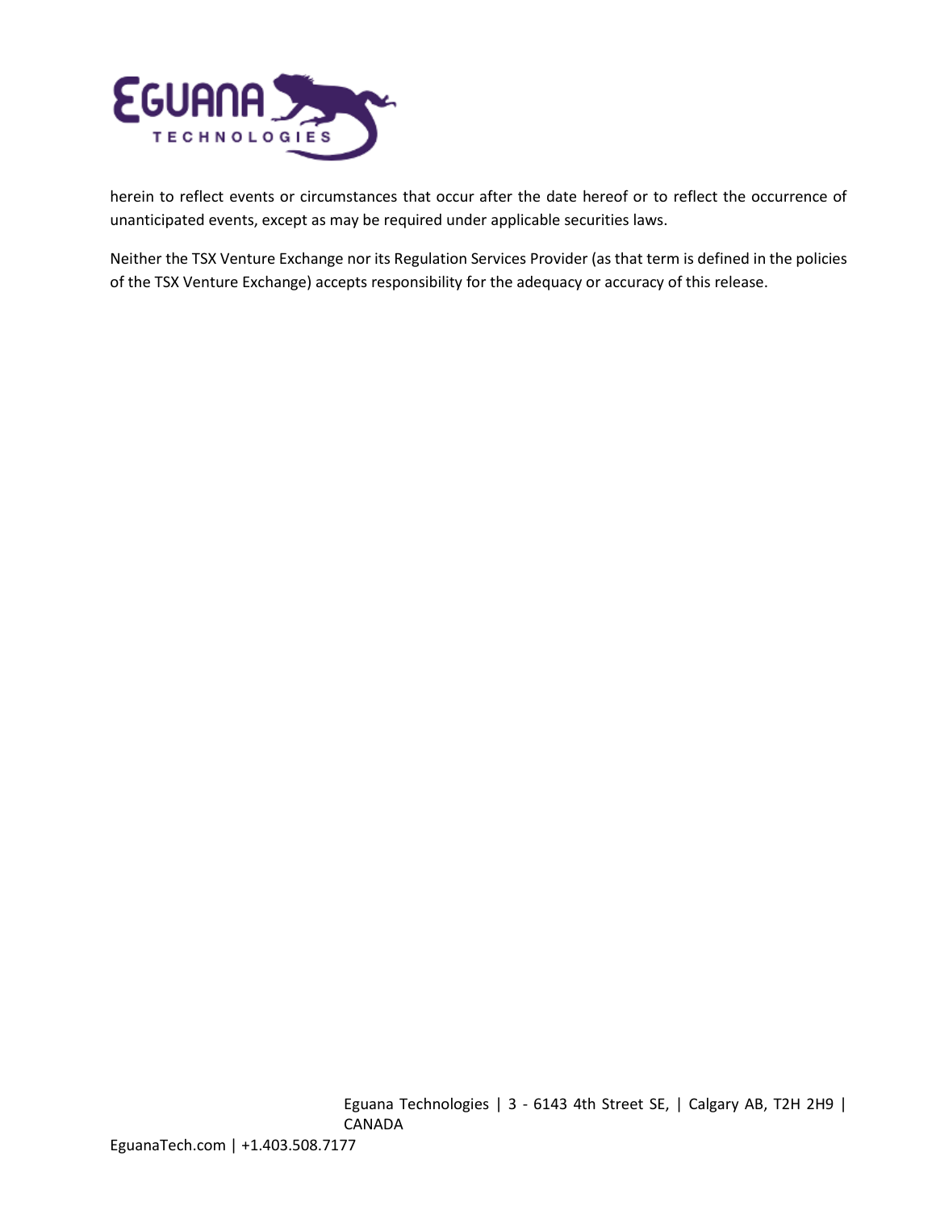herein to reflect events or circumstances that occur after the date hereof or to reflect the occurrence of unanticipated events, except as may be required under applicable securities laws.

Neither the TSX Venture Exchange nor its Regulation Services Provider (as that term is defined in the policies of the TSX Venture Exchange) accepts responsibility for the adequacy or accuracy of this release.